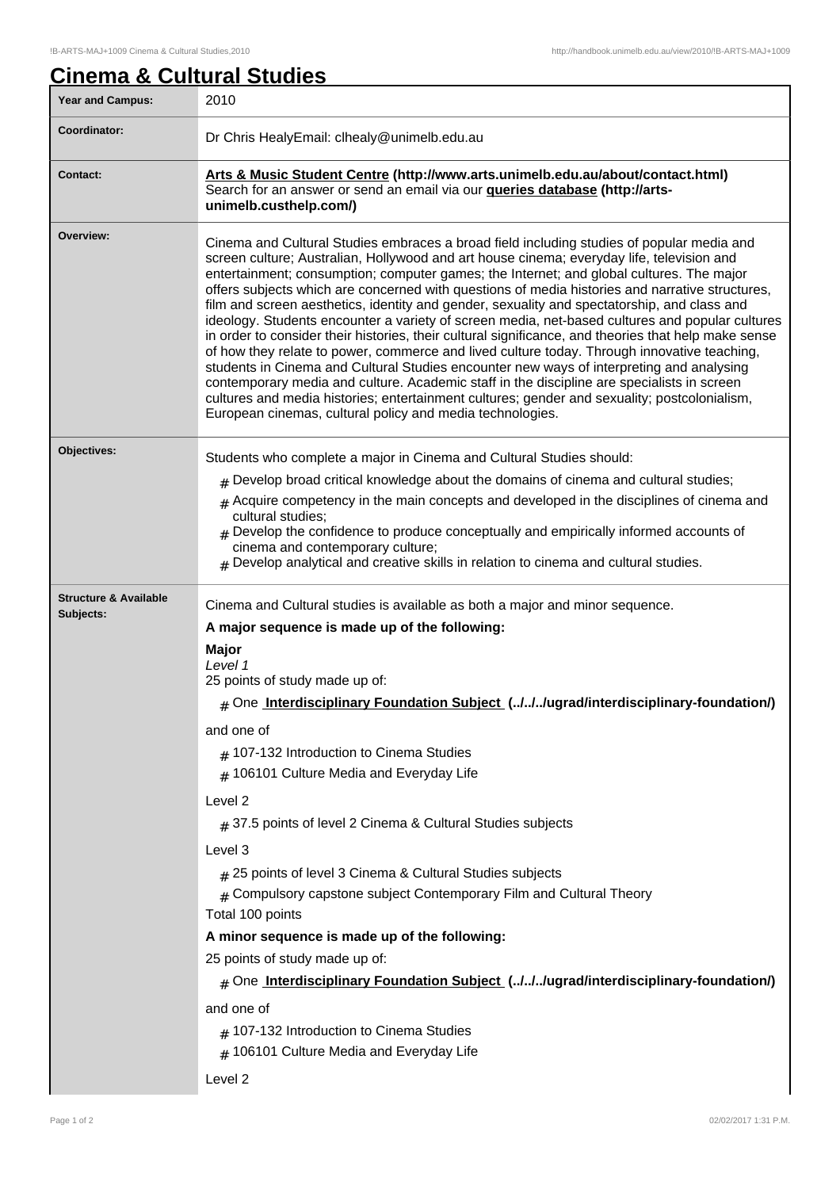# Cinema & Cultural Studies

| Year and Campus: | 2010 |
|---|---|
| Coordinator: | Dr Chris HealyEmail: clhealy@unimelb.edu.au |
| Contact: | **Arts & Music Student Centre (http://www.arts.unimelb.edu.au/about/contact.html)** Search for an answer or send an email via our **queries database (http://arts-unimelb.custhelp.com/)** |
| Overview: | Cinema and Cultural Studies embraces a broad field including studies of popular media and screen culture; Australian, Hollywood and art house cinema; everyday life, television and entertainment; consumption; computer games; the Internet; and global cultures. The major offers subjects which are concerned with questions of media histories and narrative structures, film and screen aesthetics, identity and gender, sexuality and spectatorship, and class and ideology. Students encounter a variety of screen media, net-based cultures and popular cultures in order to consider their histories, their cultural significance, and theories that help make sense of how they relate to power, commerce and lived culture today. Through innovative teaching, students in Cinema and Cultural Studies encounter new ways of interpreting and analysing contemporary media and culture. Academic staff in the discipline are specialists in screen cultures and media histories; entertainment cultures; gender and sexuality; postcolonialism, European cinemas, cultural policy and media technologies. |
| Objectives: | Students who complete a major in Cinema and Cultural Studies should:<br># Develop broad critical knowledge about the domains of cinema and cultural studies;<br># Acquire competency in the main concepts and developed in the disciplines of cinema and cultural studies;<br># Develop the confidence to produce conceptually and empirically informed accounts of cinema and contemporary culture;<br># Develop analytical and creative skills in relation to cinema and cultural studies. |
| Structure & Available Subjects: | Cinema and Cultural studies is available as both a major and minor sequence.<br>**A major sequence is made up of the following:**<br>**Major**<br>*Level 1*<br>25 points of study made up of:<br># One **Interdisciplinary Foundation Subject (../../../ugrad/interdisciplinary-foundation/)**<br>and one of<br># 107-132 Introduction to Cinema Studies<br># 106101 Culture Media and Everyday Life<br>Level 2<br># 37.5 points of level 2 Cinema & Cultural Studies subjects<br>Level 3<br># 25 points of level 3 Cinema & Cultural Studies subjects<br># Compulsory capstone subject Contemporary Film and Cultural Theory<br>Total 100 points<br>**A minor sequence is made up of the following:**<br>25 points of study made up of:<br># One **Interdisciplinary Foundation Subject (../../../ugrad/interdisciplinary-foundation/)**<br>and one of<br># 107-132 Introduction to Cinema Studies<br># 106101 Culture Media and Everyday Life<br>Level 2 |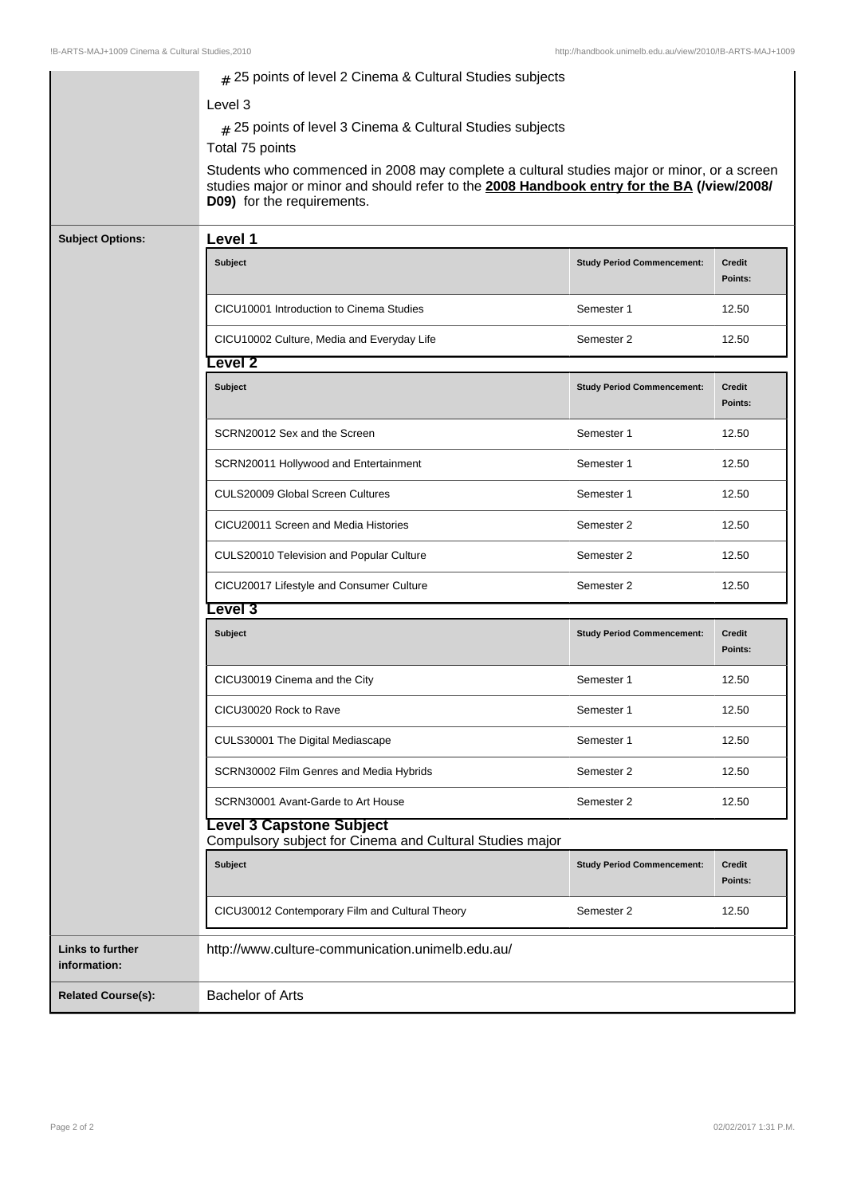# 25 points of level 2 Cinema & Cultural Studies subjects

Level 3

# 25 points of level 3 Cinema & Cultural Studies subjects

Total 75 points

Students who commenced in 2008 may complete a cultural studies major or minor, or a screen studies major or minor and should refer to the **2008 Handbook entry for the BA (/view/2008/D09)** for the requirements.

**Subject Options:**

**Level 1**

| Subject | Study Period Commencement: | Credit Points: |
| --- | --- | --- |
| CICU10001 Introduction to Cinema Studies | Semester 1 | 12.50 |
| CICU10002 Culture, Media and Everyday Life | Semester 2 | 12.50 |

**Level 2**

| Subject | Study Period Commencement: | Credit Points: |
| --- | --- | --- |
| SCRN20012 Sex and the Screen | Semester 1 | 12.50 |
| SCRN20011 Hollywood and Entertainment | Semester 1 | 12.50 |
| CULS20009 Global Screen Cultures | Semester 1 | 12.50 |
| CICU20011 Screen and Media Histories | Semester 2 | 12.50 |
| CULS20010 Television and Popular Culture | Semester 2 | 12.50 |
| CICU20017 Lifestyle and Consumer Culture | Semester 2 | 12.50 |

**Level 3**

| Subject | Study Period Commencement: | Credit Points: |
| --- | --- | --- |
| CICU30019 Cinema and the City | Semester 1 | 12.50 |
| CICU30020 Rock to Rave | Semester 1 | 12.50 |
| CULS30001 The Digital Mediascape | Semester 1 | 12.50 |
| SCRN30002 Film Genres and Media Hybrids | Semester 2 | 12.50 |
| SCRN30001 Avant-Garde to Art House | Semester 2 | 12.50 |

**Level 3 Capstone Subject**

Compulsory subject for Cinema and Cultural Studies major

| Subject | Study Period Commencement: | Credit Points: |
| --- | --- | --- |
| CICU30012 Contemporary Film and Cultural Theory | Semester 2 | 12.50 |

**Links to further information:** http://www.culture-communication.unimelb.edu.au/

**Related Course(s):** Bachelor of Arts